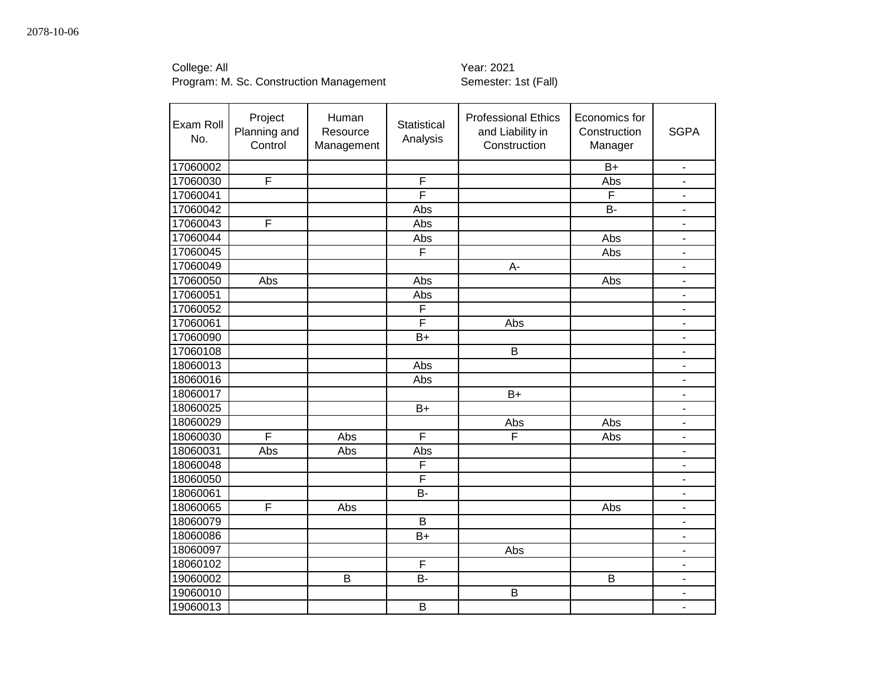2078-10-06

College: All
Program: M. Sc. Construction Management

Year: 2021
Semester: 1st (Fall)

| Exam Roll No. | Project Planning and Control | Human Resource Management | Statistical Analysis | Professional Ethics and Liability in Construction | Economics for Construction Manager | SGPA |
|---|---|---|---|---|---|---|
| 17060002 | | | | | B+ | - |
| 17060030 | F | | F | | Abs | - |
| 17060041 | | | F | | F | - |
| 17060042 | | | Abs | | B- | - |
| 17060043 | F | | Abs | | | - |
| 17060044 | | | Abs | | Abs | - |
| 17060045 | | | F | | Abs | - |
| 17060049 | | | | A- | | - |
| 17060050 | Abs | | Abs | | Abs | - |
| 17060051 | | | Abs | | | - |
| 17060052 | | | F | | | - |
| 17060061 | | | F | Abs | | - |
| 17060090 | | | B+ | | | - |
| 17060108 | | | | B | | - |
| 18060013 | | | Abs | | | - |
| 18060016 | | | Abs | | | - |
| 18060017 | | | | B+ | | - |
| 18060025 | | | B+ | | | - |
| 18060029 | | | | Abs | Abs | - |
| 18060030 | F | Abs | F | F | Abs | - |
| 18060031 | Abs | Abs | Abs | | | - |
| 18060048 | | | F | | | - |
| 18060050 | | | F | | | - |
| 18060061 | | | B- | | | - |
| 18060065 | F | Abs | | | Abs | - |
| 18060079 | | | B | | | - |
| 18060086 | | | B+ | | | - |
| 18060097 | | | | Abs | | - |
| 18060102 | | | F | | | - |
| 19060002 | | B | B- | | B | - |
| 19060010 | | | | B | | - |
| 19060013 | | | B | | | - |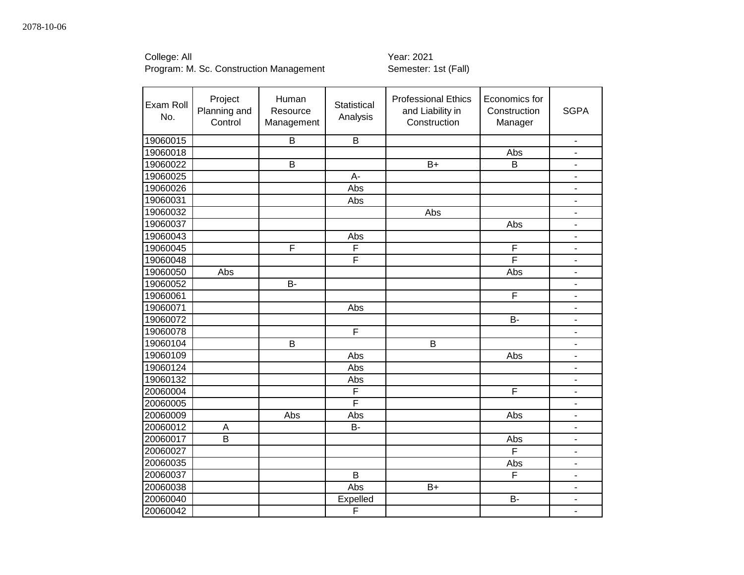2078-10-06

College: All
Program: M. Sc. Construction Management

Year: 2021
Semester: 1st (Fall)

| Exam Roll No. | Project Planning and Control | Human Resource Management | Statistical Analysis | Professional Ethics and Liability in Construction | Economics for Construction Manager | SGPA |
|---|---|---|---|---|---|---|
| 19060015 | | B | B | | | - |
| 19060018 | | | | | Abs | - |
| 19060022 | | B | | B+ | B | - |
| 19060025 | | | A- | | | - |
| 19060026 | | | Abs | | | - |
| 19060031 | | | Abs | | | - |
| 19060032 | | | | Abs | | - |
| 19060037 | | | | | Abs | - |
| 19060043 | | | Abs | | | - |
| 19060045 | | F | F | | F | - |
| 19060048 | | | F | | F | - |
| 19060050 | Abs | | | | Abs | - |
| 19060052 | | B- | | | | - |
| 19060061 | | | | | F | - |
| 19060071 | | | Abs | | | - |
| 19060072 | | | | | B- | - |
| 19060078 | | | F | | | - |
| 19060104 | | B | | B | | - |
| 19060109 | | | Abs | | Abs | - |
| 19060124 | | | Abs | | | - |
| 19060132 | | | Abs | | | - |
| 20060004 | | | F | | F | - |
| 20060005 | | | F | | | - |
| 20060009 | | Abs | Abs | | Abs | - |
| 20060012 | A | | B- | | | - |
| 20060017 | B | | | | Abs | - |
| 20060027 | | | | | F | - |
| 20060035 | | | | | Abs | - |
| 20060037 | | | B | | F | - |
| 20060038 | | | Abs | B+ | | - |
| 20060040 | | | Expelled | | B- | - |
| 20060042 | | | F | | | - |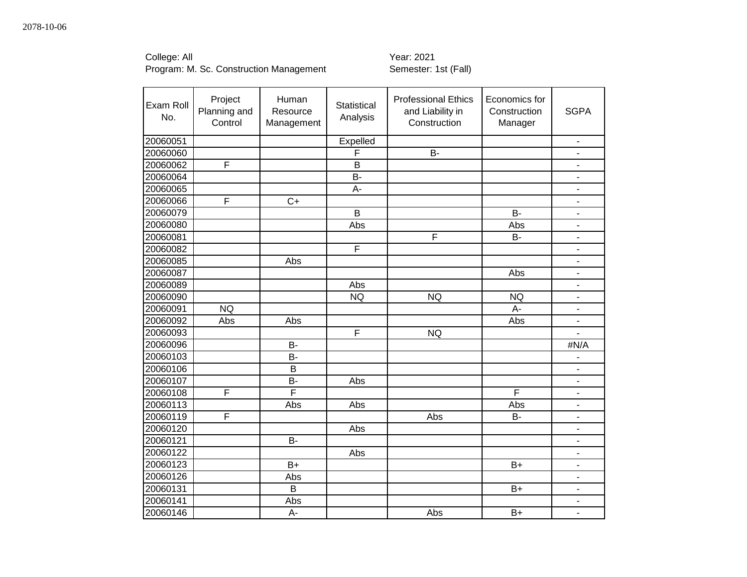2078-10-06

College: All
Program: M. Sc. Construction Management

Year: 2021
Semester: 1st (Fall)

| Exam Roll No. | Project Planning and Control | Human Resource Management | Statistical Analysis | Professional Ethics and Liability in Construction | Economics for Construction Manager | SGPA |
|---|---|---|---|---|---|---|
| 20060051 | | | Expelled | | | - |
| 20060060 | | | F | B- | | - |
| 20060062 | F | | B | | | - |
| 20060064 | | | B- | | | - |
| 20060065 | | | A- | | | - |
| 20060066 | F | C+ | | | | - |
| 20060079 | | | B | | B- | - |
| 20060080 | | | Abs | | Abs | - |
| 20060081 | | | | F | B- | - |
| 20060082 | | | F | | | - |
| 20060085 | | Abs | | | | - |
| 20060087 | | | | | Abs | - |
| 20060089 | | | Abs | | | - |
| 20060090 | | | NQ | NQ | NQ | - |
| 20060091 | NQ | | | | A- | - |
| 20060092 | Abs | Abs | | | Abs | - |
| 20060093 | | | F | NQ | | - |
| 20060096 | | B- | | | | #N/A |
| 20060103 | | B- | | | | - |
| 20060106 | | B | | | | - |
| 20060107 | | B- | Abs | | | - |
| 20060108 | F | F | | | F | - |
| 20060113 | | Abs | Abs | | Abs | - |
| 20060119 | F | | | Abs | B- | - |
| 20060120 | | | Abs | | | - |
| 20060121 | | B- | | | | - |
| 20060122 | | | Abs | | | - |
| 20060123 | | B+ | | | B+ | - |
| 20060126 | | Abs | | | | - |
| 20060131 | | B | | | B+ | - |
| 20060141 | | Abs | | | | - |
| 20060146 | | A- | | Abs | B+ | - |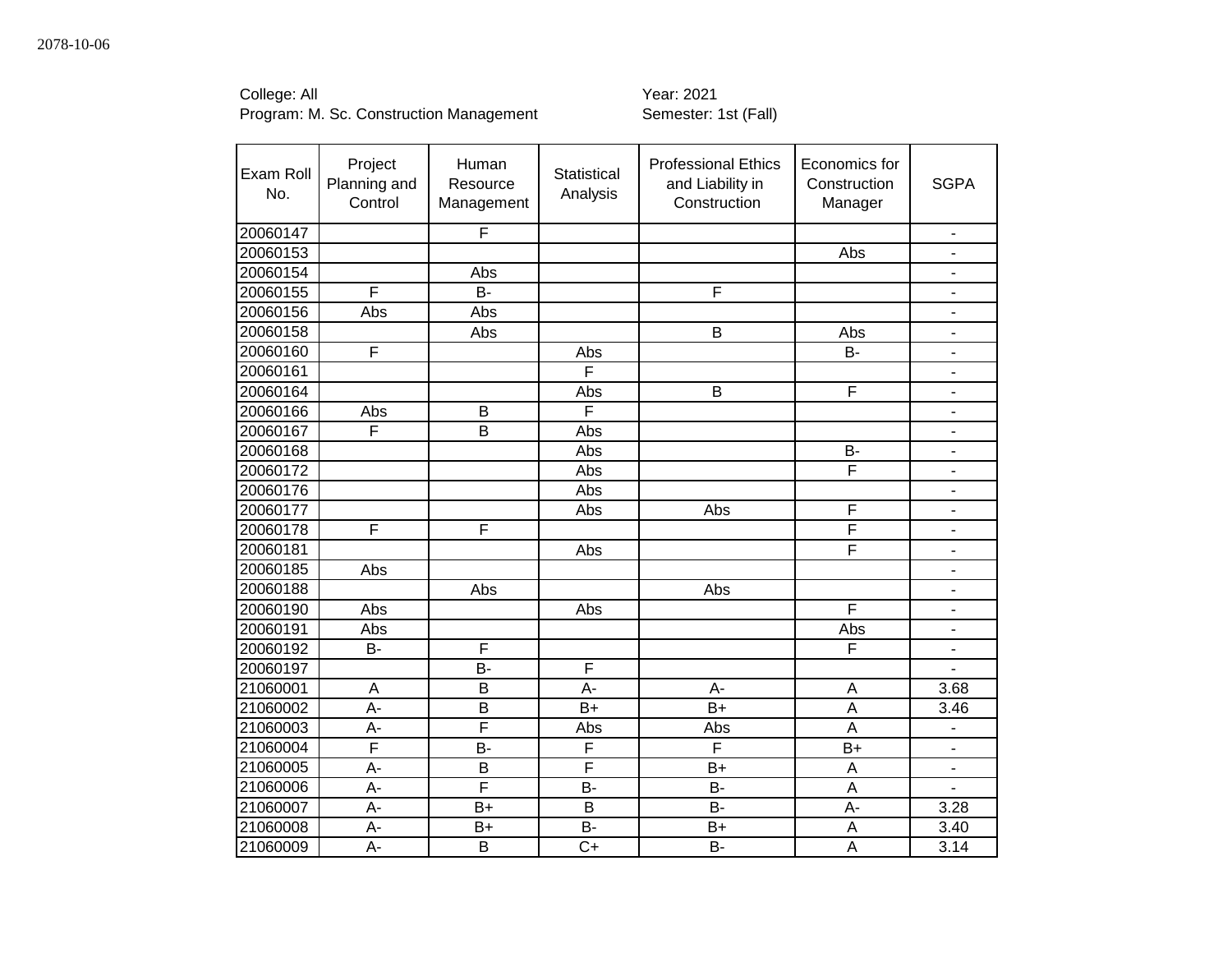2078-10-06

College: All
Program: M. Sc. Construction Management

Year: 2021
Semester: 1st (Fall)

| Exam Roll No. | Project Planning and Control | Human Resource Management | Statistical Analysis | Professional Ethics and Liability in Construction | Economics for Construction Manager | SGPA |
|---|---|---|---|---|---|---|
| 20060147 | | F | | | | - |
| 20060153 | | | | | Abs | - |
| 20060154 | | Abs | | | | - |
| 20060155 | F | B- | | F | | - |
| 20060156 | Abs | Abs | | | | - |
| 20060158 | | Abs | | B | Abs | - |
| 20060160 | F | | Abs | | B- | - |
| 20060161 | | | F | | | - |
| 20060164 | | | Abs | B | F | - |
| 20060166 | Abs | B | F | | | - |
| 20060167 | F | B | Abs | | | - |
| 20060168 | | | Abs | | B- | - |
| 20060172 | | | Abs | | F | - |
| 20060176 | | | Abs | | | - |
| 20060177 | | | Abs | Abs | F | - |
| 20060178 | F | F | | | F | - |
| 20060181 | | | Abs | | F | - |
| 20060185 | Abs | | | | | - |
| 20060188 | | Abs | | Abs | | - |
| 20060190 | Abs | | Abs | | F | - |
| 20060191 | Abs | | | | Abs | - |
| 20060192 | B- | F | | | F | - |
| 20060197 | | B- | F | | | - |
| 21060001 | A | B | A- | A- | A | 3.68 |
| 21060002 | A- | B | B+ | B+ | A | 3.46 |
| 21060003 | A- | F | Abs | Abs | A | - |
| 21060004 | F | B- | F | F | B+ | - |
| 21060005 | A- | B | F | B+ | A | - |
| 21060006 | A- | F | B- | B- | A | - |
| 21060007 | A- | B+ | B | B- | A- | 3.28 |
| 21060008 | A- | B+ | B- | B+ | A | 3.40 |
| 21060009 | A- | B | C+ | B- | A | 3.14 |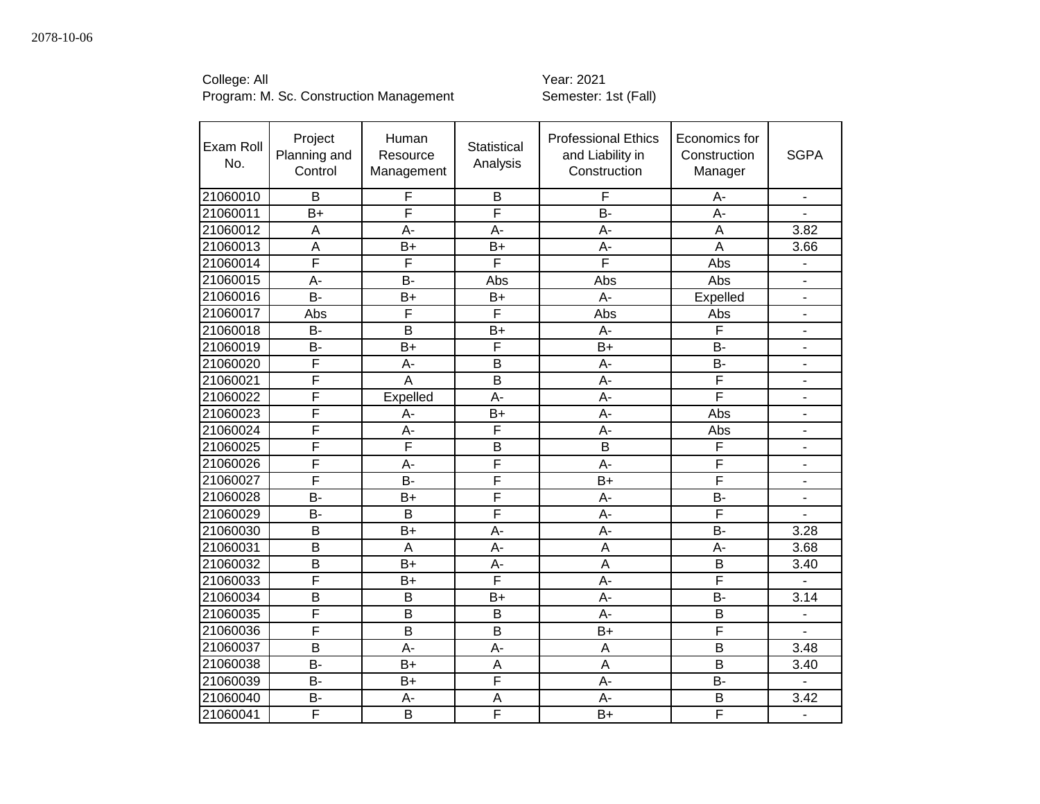2078-10-06

College: All
Program: M. Sc. Construction Management

Year: 2021
Semester: 1st (Fall)

| Exam Roll No. | Project Planning and Control | Human Resource Management | Statistical Analysis | Professional Ethics and Liability in Construction | Economics for Construction Manager | SGPA |
|---|---|---|---|---|---|---|
| 21060010 | B | F | B | F | A- | - |
| 21060011 | B+ | F | F | B- | A- | - |
| 21060012 | A | A- | A- | A- | A | 3.82 |
| 21060013 | A | B+ | B+ | A- | A | 3.66 |
| 21060014 | F | F | F | F | Abs | - |
| 21060015 | A- | B- | Abs | Abs | Abs | - |
| 21060016 | B- | B+ | B+ | A- | Expelled | - |
| 21060017 | Abs | F | F | Abs | Abs | - |
| 21060018 | B- | B | B+ | A- | F | - |
| 21060019 | B- | B+ | F | B+ | B- | - |
| 21060020 | F | A- | B | A- | B- | - |
| 21060021 | F | A | B | A- | F | - |
| 21060022 | F | Expelled | A- | A- | F | - |
| 21060023 | F | A- | B+ | A- | Abs | - |
| 21060024 | F | A- | F | A- | Abs | - |
| 21060025 | F | F | B | B | F | - |
| 21060026 | F | A- | F | A- | F | - |
| 21060027 | F | B- | F | B+ | F | - |
| 21060028 | B- | B+ | F | A- | B- | - |
| 21060029 | B- | B | F | A- | F | - |
| 21060030 | B | B+ | A- | A- | B- | 3.28 |
| 21060031 | B | A | A- | A | A- | 3.68 |
| 21060032 | B | B+ | A- | A | B | 3.40 |
| 21060033 | F | B+ | F | A- | F | - |
| 21060034 | B | B | B+ | A- | B- | 3.14 |
| 21060035 | F | B | B | A- | B | - |
| 21060036 | F | B | B | B+ | F | - |
| 21060037 | B | A- | A- | A | B | 3.48 |
| 21060038 | B- | B+ | A | A | B | 3.40 |
| 21060039 | B- | B+ | F | A- | B- | - |
| 21060040 | B- | A- | A | A- | B | 3.42 |
| 21060041 | F | B | F | B+ | F | - |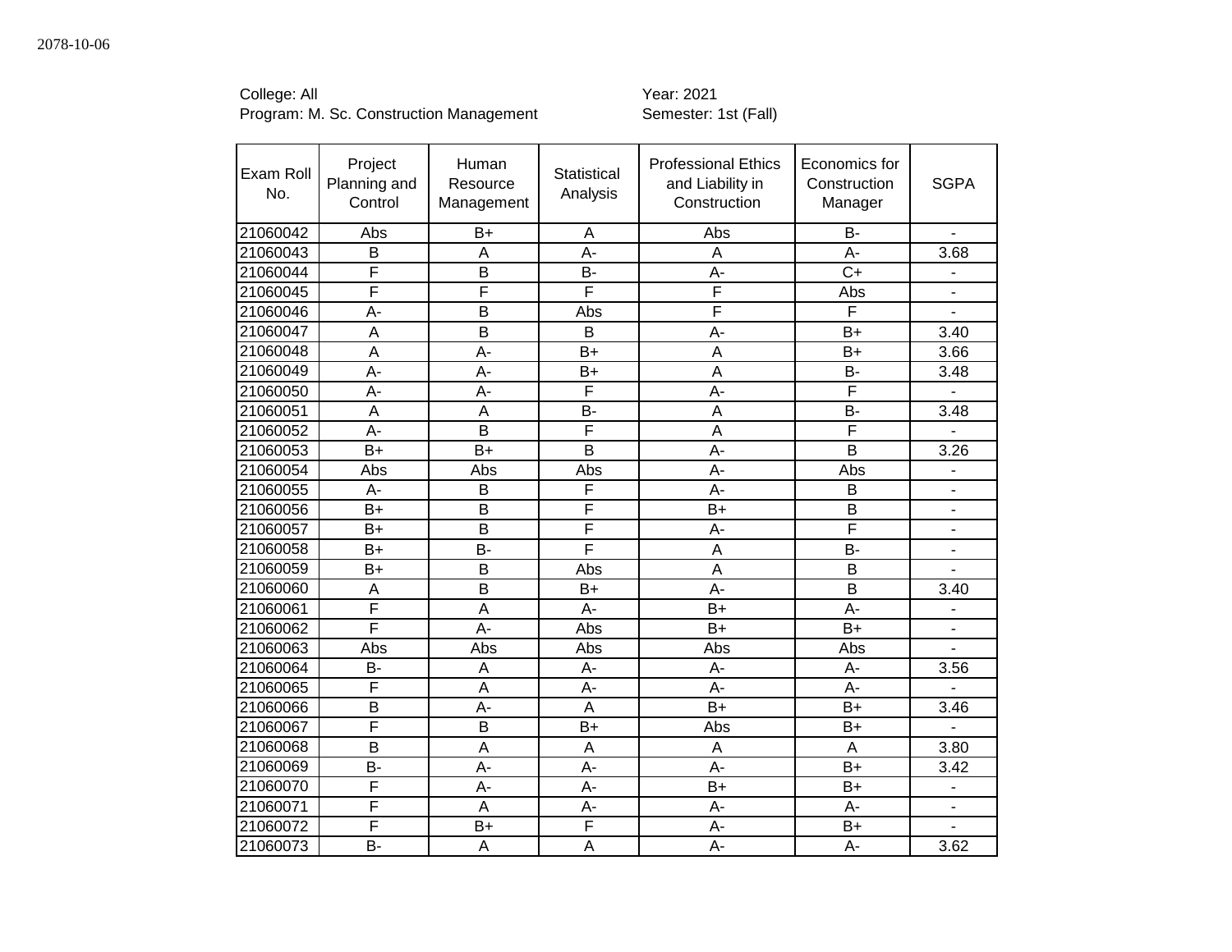2078-10-06

College: All
Program: M. Sc. Construction Management

Year: 2021
Semester: 1st (Fall)

| Exam Roll No. | Project Planning and Control | Human Resource Management | Statistical Analysis | Professional Ethics and Liability in Construction | Economics for Construction Manager | SGPA |
|---|---|---|---|---|---|---|
| 21060042 | Abs | B+ | A | Abs | B- | - |
| 21060043 | B | A | A- | A | A- | 3.68 |
| 21060044 | F | B | B- | A- | C+ | - |
| 21060045 | F | F | F | F | Abs | - |
| 21060046 | A- | B | Abs | F | F | - |
| 21060047 | A | B | B | A- | B+ | 3.40 |
| 21060048 | A | A- | B+ | A | B+ | 3.66 |
| 21060049 | A- | A- | B+ | A | B- | 3.48 |
| 21060050 | A- | A- | F | A- | F | - |
| 21060051 | A | A | B- | A | B- | 3.48 |
| 21060052 | A- | B | F | A | F | - |
| 21060053 | B+ | B+ | B | A- | B | 3.26 |
| 21060054 | Abs | Abs | Abs | A- | Abs | - |
| 21060055 | A- | B | F | A- | B | - |
| 21060056 | B+ | B | F | B+ | B | - |
| 21060057 | B+ | B | F | A- | F | - |
| 21060058 | B+ | B- | F | A | B- | - |
| 21060059 | B+ | B | Abs | A | B | - |
| 21060060 | A | B | B+ | A- | B | 3.40 |
| 21060061 | F | A | A- | B+ | A- | - |
| 21060062 | F | A- | Abs | B+ | B+ | - |
| 21060063 | Abs | Abs | Abs | Abs | Abs | - |
| 21060064 | B- | A | A- | A- | A- | 3.56 |
| 21060065 | F | A | A- | A- | A- | - |
| 21060066 | B | A- | A | B+ | B+ | 3.46 |
| 21060067 | F | B | B+ | Abs | B+ | - |
| 21060068 | B | A | A | A | A | 3.80 |
| 21060069 | B- | A- | A- | A- | B+ | 3.42 |
| 21060070 | F | A- | A- | B+ | B+ | - |
| 21060071 | F | A | A- | A- | A- | - |
| 21060072 | F | B+ | F | A- | B+ | - |
| 21060073 | B- | A | A | A- | A- | 3.62 |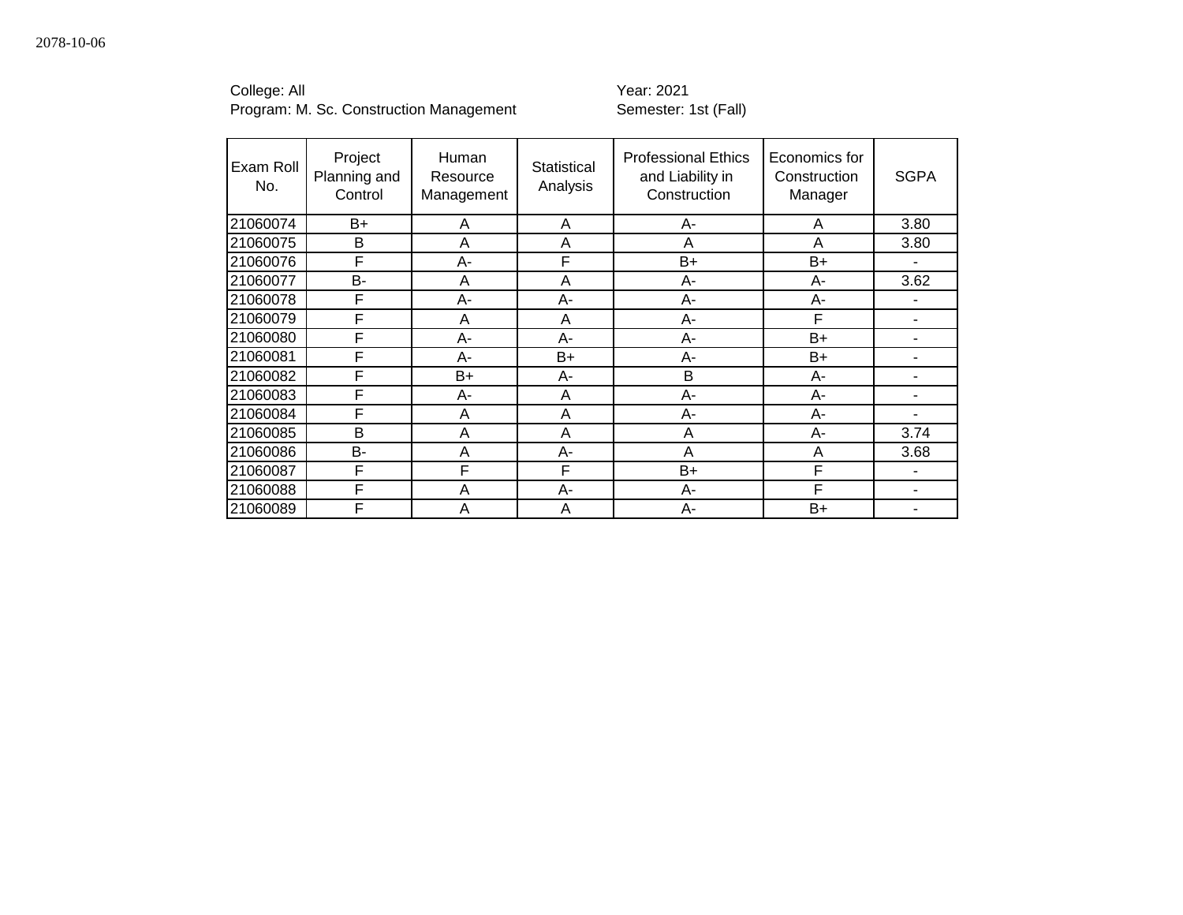2078-10-06

College: All
Program: M. Sc. Construction Management

Year: 2021
Semester: 1st (Fall)

| Exam Roll No. | Project Planning and Control | Human Resource Management | Statistical Analysis | Professional Ethics and Liability in Construction | Economics for Construction Manager | SGPA |
|---|---|---|---|---|---|---|
| 21060074 | B+ | A | A | A- | A | 3.80 |
| 21060075 | B | A | A | A | A | 3.80 |
| 21060076 | F | A- | F | B+ | B+ | - |
| 21060077 | B- | A | A | A- | A- | 3.62 |
| 21060078 | F | A- | A- | A- | A- | - |
| 21060079 | F | A | A | A- | F | - |
| 21060080 | F | A- | A- | A- | B+ | - |
| 21060081 | F | A- | B+ | A- | B+ | - |
| 21060082 | F | B+ | A- | B | A- | - |
| 21060083 | F | A- | A | A- | A- | - |
| 21060084 | F | A | A | A- | A- | - |
| 21060085 | B | A | A | A | A- | 3.74 |
| 21060086 | B- | A | A- | A | A | 3.68 |
| 21060087 | F | F | F | B+ | F | - |
| 21060088 | F | A | A- | A- | F | - |
| 21060089 | F | A | A | A- | B+ | - |